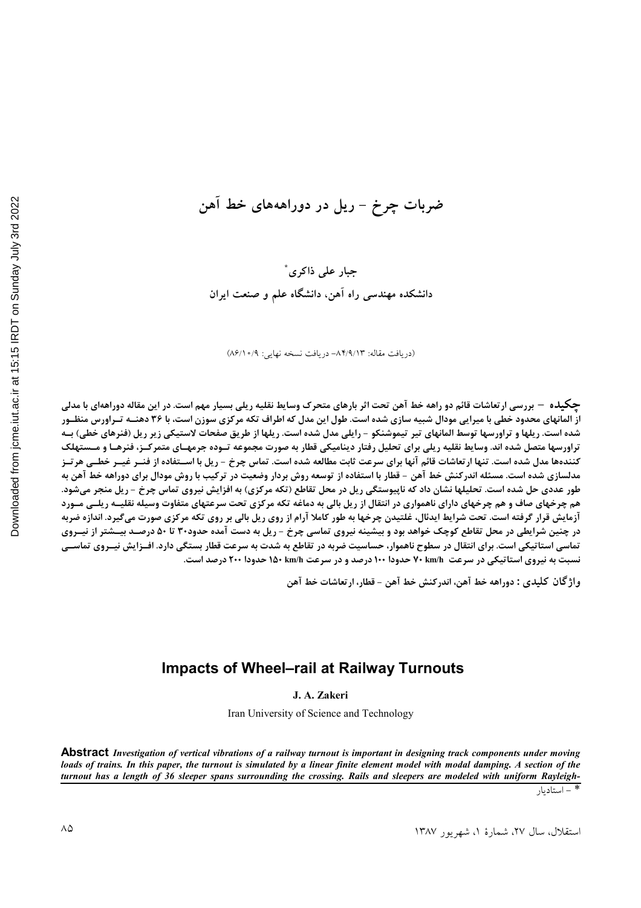# ضربات چرخ - ریل در دوراهه‌های خط آهن

جبار علی ذاکری*

دانشکده مهندسی راه آهن، دانشگاه علم و صنعت ایران

(دریافت مقاله: ۸۴/۹/۱۳- دریافت نسخه نهایی: ۸۶/۱۰/۹)

**چکیده** – بررسی ارتعاشات قائم دو راهه خط آهن تحت اثر بارهای متحرک وسایط نقلیه ریلی بسیار مهم است. در این مقاله دوراهه‌ای با مدلی از المانهای محدود خطی با میرایی مودال شبیه سازی شده است. طول این مدل که اطراف تکه مرکزی سوزن است، با ۳۶ دهنــه تــراورس منظــور شده است. ریلها و تراورسها توسط المانهای تیر تیموشنکو - رایلی مدل شده است. ریلها از طریق صفحات لاستیکی زیر ریل (فنرهای خطی) بــه تراورسها متصل شده اند. وسایط نقلیه ریلی برای تحلیل رفتار دینامیکی قطار به صورت مجموعه تــوده جرمهــای متمرکــز، فنرهــا و مــستهلک کننده‌ها مدل شده است. تنها ارتعاشات قائم آنها برای سرعت ثابت مطالعه شده است. تماس چرخ - ریل با اســتفاده از فنــر غیــر خطــی هرتــز مدلسازی شده است. مسئله اندرکنش خط آهن - قطار با استفاده از توسعه روش بردار وضعیت در ترکیب با روش مودال برای دوراهه خط آهن به طور عددی حل شده است. تحلیلها نشان داد که ناپیوستگی ریل در محل تقاطع (تکه مرکزی) به افزایش نیروی تماس چرخ - ریل منجر می‌شود. هم چرخهای صاف و هم چرخهای دارای ناهمواری در انتقال از ریل بالی به دماغه تکه مرکزی تحت سرعتهای متفاوت وسیله نقلیــه ریلــی مــورد آزمایش قرار گرفته است. تحت شرایط ایدئال، غلتیدن چرخها به طور کاملا آرام از روی ریل بالی بر روی تکه مرکزی صورت می‌گیرد. اندازه ضربه در چنین شرایطی در محل تقاطع کوچک خواهد بود و بیشینه نیروی تماسی چرخ - ریل به دست آمده حدود۳۰ تا ۵۰ درصــد بیــشتر از نیــروی تماسی استاتیکی است. برای انتقال در سطوح ناهموار، حساسیت ضربه در تقاطع به شدت به سرعت قطار بستگی دارد. افــزایش نیــروی تماســی نسبت به نیروی استاتیکی در سرعت ۷۰ km/h حدودا ۱۰۰ درصد و در سرعت ۱۵۰ km/h حدودا ۲۰۰ درصد است.

**واژگان کلیدی :** دوراهه خط آهن، اندرکنش خط آهن - قطار، ارتعاشات خط آهن

## Impacts of Wheel–rail at Railway Turnouts

**J. A. Zakeri**

Iran University of Science and Technology

**Abstract** *Investigation of vertical vibrations of a railway turnout is important in designing track components under moving loads of trains. In this paper, the turnout is simulated by a linear finite element model with modal damping. A section of the turnout has a length of 36 sleeper spans surrounding the crossing. Rails and sleepers are modeled with uniform Rayleigh-*

* - استادیار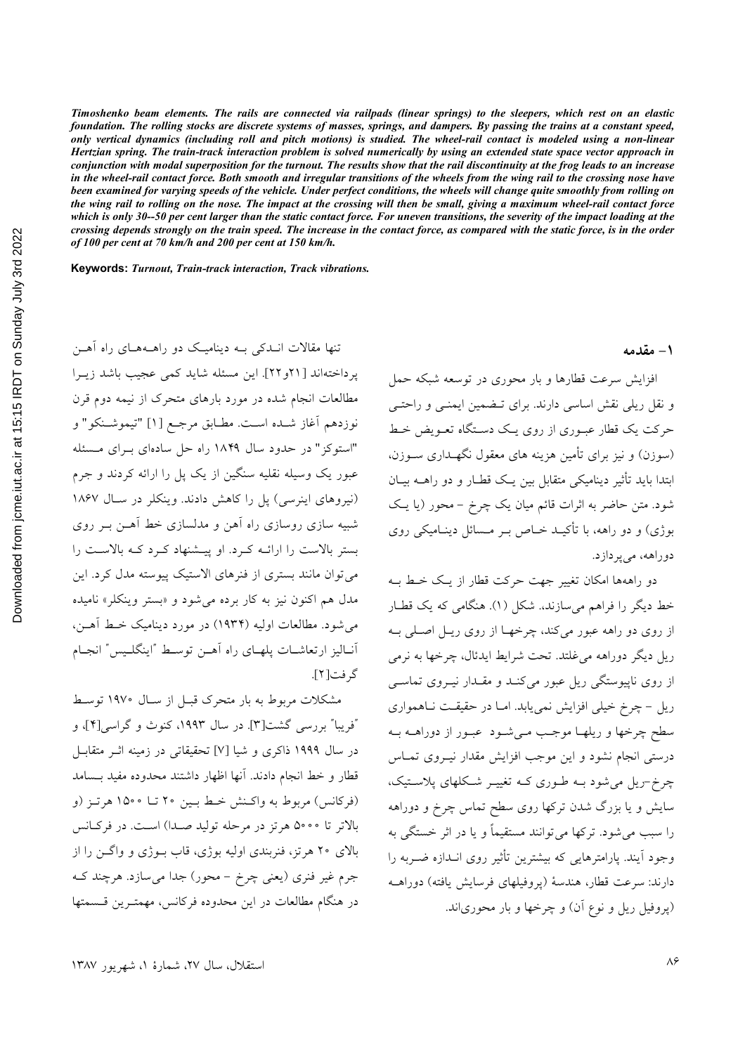*Timoshenko beam elements. The rails are connected via railpads (linear springs) to the sleepers, which rest on an elastic foundation. The rolling stocks are discrete systems of masses, springs, and dampers. By passing the trains at a constant speed, only vertical dynamics (including roll and pitch motions) is studied. The wheel-rail contact is modeled using a non-linear Hertzian spring. The train-track interaction problem is solved numerically by using an extended state space vector approach in conjunction with modal superposition for the turnout. The results show that the rail discontinuity at the frog leads to an increase in the wheel-rail contact force. Both smooth and irregular transitions of the wheels from the wing rail to the crossing nose have been examined for varying speeds of the vehicle. Under perfect conditions, the wheels will change quite smoothly from rolling on the wing rail to rolling on the nose. The impact at the crossing will then be small, giving a maximum wheel-rail contact force which is only 30--50 per cent larger than the static contact force. For uneven transitions, the severity of the impact loading at the crossing depends strongly on the train speed. The increase in the contact force, as compared with the static force, is in the order of 100 per cent at 70 km/h and 200 per cent at 150 km/h.*

**Keywords:** *Turnout, Train-track interaction, Track vibrations.*

## ۱- مقدمه

افزایش سرعت قطارها و بار محوری در توسعه شبکه حمل و نقل ریلی نقش اساسی دارند. برای تضمین ایمنی و راحتی حرکت یک قطار عبوری از روی یک دستگاه تعویض خط (سوزن) و نیز برای تأمین هزینه های معقول نگهداری سوزن، ابتدا باید تأثیر دینامیکی متقابل بین یک قطار و دو راهه بیان شود. متن حاضر به اثرات قائم میان یک چرخ - محور (یا یک بوژی) و دو راهه، با تأکید خاص بر مسائل دینامیکی روی دوراهه، می‌پردازد.

دو راهه‌ها امکان تغییر جهت حرکت قطار از یک خط به خط دیگر را فراهم می‌سازند. شکل (۱). هنگامی که یک قطار از روی دو راهه عبور می‌کند، چرخها از روی ریل اصلی به ریل دیگر دوراهه می‌غلتد. تحت شرایط ایدئال، چرخها به نرمی از روی ناپیوستگی ریل عبور می‌کند و مقدار نیروی تماسی ریل - چرخ خیلی افزایش نمی‌یابد. اما در حقیقت ناهمواری سطح چرخها و ریلها موجب می‌شود عبور از دوراهه به درستی انجام نشود و این موجب افزایش مقدار نیروی تماس چرخ-ریل می‌شود به طوری که تغییر شکلهای پلاستیک، سایش و یا بزرگ شدن ترکها روی سطح تماس چرخ و دوراهه را سبب می‌شود. ترکها می‌توانند مستقیماً و یا در اثر خستگی به وجود آیند. پارامترهایی که بیشترین تأثیر روی اندازه ضربه را دارند: سرعت قطار، هندسهٔ (پروفیلهای فرسایش یافته) دوراهه (پروفیل ریل و نوع آن) و چرخها و بار محوری‌اند.

تنها مقالات اندکی به دینامیک دو راهه‌های راه آهن پرداخته‌اند [۲۱و۲۲]. این مسئله شاید کمی عجیب باشد زیرا مطالعات انجام شده در مورد بارهای متحرک از نیمه دوم قرن نوزدهم آغاز شده است. مطابق مرجع [۱] "تیموشنکو" و "استوکز" در حدود سال ۱۸۴۹ راه حل ساده‌ای برای مسئله عبور یک وسیله نقلیه سنگین از یک پل را ارائه کردند و جرم (نیروهای اینرسی) پل را کاهش دادند. وینکلر در سال ۱۸۶۷ شبیه سازی روسازی راه آهن و مدلسازی خط آهن بر روی بستر بالاست را ارائه کرد. او پیشنهاد کرد که بالاست را می‌توان مانند بستری از فنرهای الاستیک پیوسته مدل کرد. این مدل هم اکنون نیز به کار برده می‌شود و «بستر وینکلر» نامیده می‌شود. مطالعات اولیه (۱۹۳۴) در مورد دینامیک خط آهن، آنالیز ارتعاشات پلهای راه آهن توسط "اینگلیس" انجام گرفت[۲].

مشکلات مربوط به بار متحرک قبل از سال ۱۹۷۰ توسط "فریبا" بررسی گشت[۳]. در سال ۱۹۹۳، کنوث و گراسی[۴]، و در سال ۱۹۹۹ ذاکری و شیا [۷] تحقیقاتی در زمینه اثر متقابل قطار و خط انجام دادند. آنها اظهار داشتند محدوده مفید بسامد (فرکانس) مربوط به واکنش خط بین ۲۰ تا ۱۵۰۰ هرتز (و بالاتر تا ۵۰۰۰ هرتز در مرحله تولید صدا) است. در فرکانس بالای ۲۰ هرتز، فنربندی اولیه بوژی، قاب بوژی و واگن را از جرم غیر فنری (یعنی چرخ - محور) جدا می‌سازد. هرچند که در هنگام مطالعات در این محدوده فرکانس، مهمترین قسمتها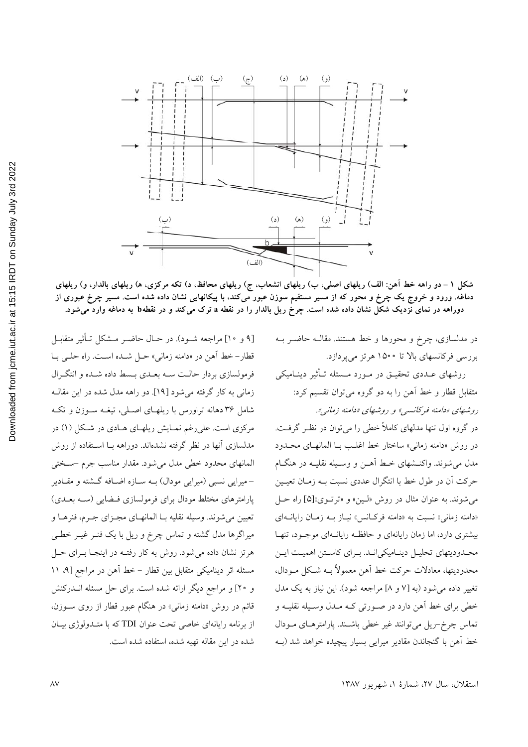شکل ۱ – دو راهه خط آهن: الف) ریلهای اصلی، ب) ریلهای انشعاب، ج) ریلهای محافظ، د) تکه مرکزی، ه) ریلهای بالدار، و) ریلهای دماغه. ورود و خروج یک چرخ و محور که از مسیر مستقیم سوزن عبور می‌کند، با پیکانهایی نشان داده شده است. مسیر چرخ عبوری از دوراهه در نمای نزدیک شکل نشان داده شده است. چرخ ریل بالدار را در نقطه a ترک می‌کند و در نقطهb به دماغه وارد می‌شود.

در مدلسازی، چرخ و محورها و خط هستند. مقاله حاضر به بررسی فرکانسهای بالا تا ۱۵۰۰ هرتز می‌پردازد.

روشهای عددی تحقیق در مورد مسئله تأثیر دینامیکی متقابل قطار و خط آهن را به دو گروه می‌توان تقسیم کرد: *روشهای «دامنه فرکانسی» و روشهای «دامنه زمانی»*.

در گروه اول تنها مدلهای کاملاً خطی را می‌توان در نظر گرفت. در روش «دامنه زمانی» ساختار خط اغلب با المانهای محدود مدل می‌شوند. واکنشهای خط آهن و وسیله نقلیه در هنگام حرکت آن در طول خط با انتگرال عددی نسبت به زمان تعیین می‌شوند. به عنوان مثال در روش «لین» و «ترتوی»[۵] راه حل «دامنه زمانی» نسبت به «دامنه فرکانس» نیاز به زمان رایانه‌ای بیشتری دارد، اما زمان رایانه‌ای و حافظه رایانه‌ای موجود، تنها محدودیتهای تحلیل دینامیکی‌اند. برای کاستن اهمیت این محدودیتها، معادلات حرکت خط آهن معمولاً به شکل مودال، تغییر داده می‌شود (به [۷ و ۸] مراجعه شود). این نیاز به یک مدل خطی برای خط آهن دارد در صورتی که مدل وسیله نقلیه و تماس چرخ-ریل می‌توانند غیر خطی باشند. پارامترهای مودال خط آهن با گنجاندن مقادیر میرایی بسیار پیچیده خواهد شد (به [۹ و ۱۰] مراجعه شود). در حال حاضر مشکل تأثیر متقابل قطار- خط آهن در «دامنه زمانی» حل شده است. راه حلی با فرمولسازی بردار حالت سه بعدی بسط داده شده و انتگرال زمانی به کار گرفته می‌شود [۱۹]. دو راهه مدل شده در این مقاله شامل ۳۶ دهانه تراورس با ریلهای اصلی، تیغه سوزن و تکه مرکزی است. علی‌رغم نمایش ریلهای هادی در شکل (۱) در مدلسازی آنها در نظر گرفته نشده‌اند. دوراهه با استفاده از روش المانهای محدود خطی مدل می‌شود. مقدار مناسب جرم –سختی – میرایی نسبی (میرایی مودال) به سازه اضافه گشته و مقادیر پارامترهای مختلط مودال برای فرمولسازی فضایی (سه بعدی) تعیین می‌شوند. وسیله نقلیه با المانهای مجزای جرم، فنرها و میراگرها مدل گشته و تماس چرخ و ریل با یک فنر غیر خطی هرتز نشان داده می‌شود. روش به کار رفته در اینجا برای حل مسئله اثر دینامیکی متقابل بین قطار – خط آهن در مراجع [۹، ۱۱ و ۲۰] و مراجع دیگر ارائه شده است. برای حل مسئله اندرکنش قائم در روش «دامنه زمانی» در هنگام عبور قطار از روی سوزن، از برنامه رایانه‌ای خاصی تحت عنوان TDI که با متدولوژی بیان شده در این مقاله تهیه شده، استفاده شده است.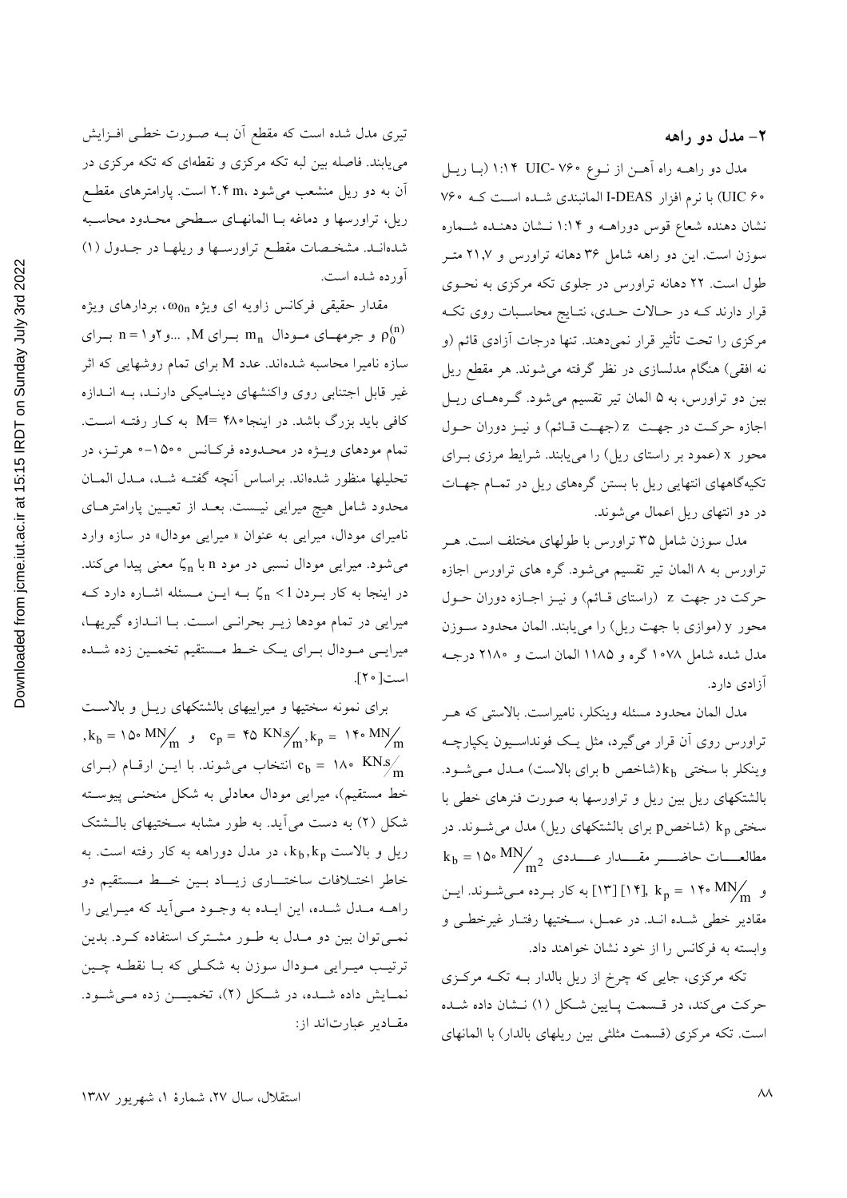## ۲- مدل دو راهه

مدل دو راهــه راه آهــن از نــوع UIC- ۷۶۰ ۱:۱۴ (بــا ریــل UIC ۶۰) با نرم افزار I-DEAS المانبندی شــده اســت کــه ۷۶۰ نشان دهنده شعاع قوس دوراهــه و ۱:۱۴ نــشان دهنــده شــماره سوزن است. این دو راهه شامل ۳۶ دهانه تراورس و ۲۱٫۷ متـر طول است. ۲۲ دهانه تراورس در جلوی تکه مرکزی به نحــوی قرار دارند کــه در حــالات حــدی، نتــایج محاســبات روی تکــه مرکزی را تحت تأثیر قرار نمی‌دهند. تنها درجات آزادی قائم (و نه افقی) هنگام مدلسازی در نظر گرفته می‌شوند. هر مقطع ریل بین دو تراورس، به ۵ المان تیر تقسیم می‌شود. گــره‌هــای ریــل اجازه حرکــت در جهــت z (جهــت قــائم) و نیــز دوران حــول محــور x (عمود بر راستای ریل) را می‌یابند. شرایط مرزی بــرای تکیه‌گاههای انتهایی ریل با بستن گره‌های ریل در تمــام جهــات در دو انتهای ریل اعمال می‌شوند.

مدل سوزن شامل ۳۵ تراورس با طولهای مختلف است. هــر تراورس به ۸ المان تیر تقسیم می‌شود. گره های تراورس اجازه حرکت در جهت z (راستای قــائم) و نیــز اجــازه دوران حــول محور y (موازی با جهت ریل) را می‌یابند. المان محدود ســوزن مدل شده شامل ۱۰۷۸ گره و ۱۱۸۵ المان است و ۲۱۸۰ درجــه آزادی دارد.

مدل المان محدود مسئله وینکلر، نامیراست. بالاستی که هــر تراورس روی آن قرار می‌گیرد، مثل یــک فونداســیون یکپارچــه وینکلر با سختی $k_b$ (شاخص b برای بالاست) مــدل مــی‌شــود. بالشتکهای ریل بین ریل و تراورسها به صورت فنرهای خطی با سختی $k_p$ (شاخصp برای بالشتکهای ریل) مدل می‌شــوند. در مطالعــــات حاضــــر مقـــــدار عـــــددی $k_b = 150\ MN/m^2$ و $k_p = 140\ MN/m$ [۱۳] [۱۴] به کار بــرده مــی‌شــوند. ایــن مقادیر خطی شــده انــد. در عمــل، ســختیها رفتــار غیرخطــی و وابسته به فرکانس را از خود نشان خواهند داد.

تکه مرکزی، جایی که چرخ از ریل بالدار بــه تکــه مرکــزی حرکت می‌کند، در قســمت پــایین شــکل (۱) نــشان داده شــده است. تکه مرکزی (قسمت مثلثی بین ریلهای بالدار) با المانهای تیری مدل شده است که مقطع آن بــه صــورت خطــی افــزایش می‌یابند. فاصله بین لبه تکه مرکزی و نقطه‌ای که تکه مرکزی در آن به دو ریل منشعب می‌شود ۲٫۴ m، است. پارامترهای مقطــع ریل، تراورسها و دماغه بــا المانهــای ســطحی محــدود محاســبه شده‌انــد. مشخــصات مقطــع تراورســها و ریلهــا در جــدول (۱) آورده شده است.

مقدار حقیقی فرکانس زاویه ای ویژه $\omega_{0n}$، بردارهای ویژه $\rho_0^{(n)}$ و جرمهــای مــودال $m_n$ بــرای $n = 1$ و۲و... ,M بــرای سازه نامیرا محاسبه شده‌اند. عدد M برای تمام روشهایی که اثر غیر قابل اجتنابی روی واکنشهای دینــامیکی دارنــد، بــه انــدازه کافی باید بزرگ باشد. در اینجا۴۸۰ =M به کــار رفتــه اســت. تمام مودهای ویــژه در محــدوده فرکــانس ۱۵۰۰-۰ هرتــز، در تحلیلها منظور شده‌اند. براساس آنچه گفتــه شــد، مــدل المــان محدود شامل هیچ میرایی نیــست. بعــد از تعیــین پارامترهــای نامیرای مودال، میرایی به عنوان « میرایی مودال» در سازه وارد می‌شود. میرایی مودال نسبی در مود n با $\zeta_n$ معنی پیدا می‌کند. در اینجا به کار بــردن $\zeta_n < 1$ بــه ایــن مــسئله اشــاره دارد کــه میرایی در تمام مودها زیــر بحرانــی اســت. بــا انــدازه گیریهــا، میرایــی مــودال بــرای یــک خــط مــستقیم تخمــین زده شــده است[۲۰].

برای نمونه سختیها و میراییهای بالشتکهای ریــل و بالاســت $k_b = 150\ MN/m$ ,$c_p = 45\ KN.s/m$ ,$k_p = 140\ MN/m$ و $c_b = 180\ KN.s/m$ انتخاب می‌شوند. با ایــن ارقــام (بــرای خط مستقیم)، میرایی مودال معادلی به شکل منحنــی پیوســته شکل (۲) به دست می‌آید. به طور مشابه ســختیهای بالــشتک ریل و بالاست $k_b, k_p$، در مدل دوراهه به کار رفته است. به خاطر اختــلافات ساختــاری زیــاد بــین خــط مــستقیم دو راهــه مــدل شــده، این ایــده به وجــود مــی‌آید که میــرایی را نمــی‌توان بین دو مــدل به طــور مشترک استفاده کــرد. بدین ترتیــب میــرایی مــودال سوزن به شکــلی که بــا نقطــه چیــن نمــایش داده شــده، در شــکل (۲)، تخمیــــن زده مــی‌شــود. مقــادیر عبارت‌اند از: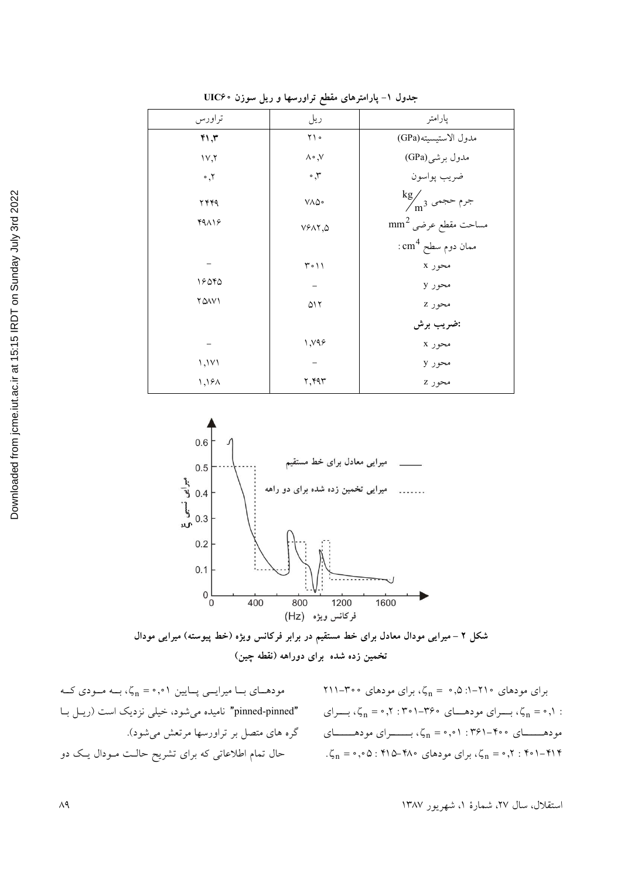جدول ۱- پارامترهای مقطع تراورسها و ریل سوزن UIC۶۰

| پارامتر | ریل | تراورس |
|---|---|---|
| مدول الاستیسیته(GPa) | ۲۱۰ | ۴۱,۳ |
| مدول برشی(GPa) | ۸۰,۷ | ۱۷,۲ |
| ضریب پواسون | ۰,۳ | ۰,۲ |
| جرم حجمی $kg/m^3$ | ۷۸۵۰ | ۲۴۴۹ |
| مساحت مقطع عرضی $mm^2$ | ۷۶۸۲,۵ | ۴۹۸۱۶ |
| ممان دوم سطح $cm^4$: | | |
| محور x | ۳۰۱۱ | – |
| محور y | – | ۱۶۵۴۵ |
| محور z | ۵۱۲ | ۲۵۸۷۱ |
| **ضریب برش:** | | |
| محور x | ۱,۷۹۶ | – |
| محور y | – | ۱,۱۷۱ |
| محور z | ۲,۴۹۳ | ۱,۱۶۸ |

**شکل ۲ – میرایی مودال معادل برای خط مستقیم در برابر فرکانس ویژه (خط پیوسته) میرایی مودال تخمین زده شده برای دوراهه (نقطه چین)**

برای مودهای ۲۱۰-۱: ۰,۵ = $\zeta_n$، برای مودهای ۳۰۰-۲۱۱ : ۰,۱ = $\zeta_n$، بـرای مودهـای ۳۶۰-۳۰۱ : ۰,۲ = $\zeta_n$، بـرای مودهـای ۴۰۰-۳۶۱ : ۰,۰۱ = $\zeta_n$، بـرای مودهـای ۴۱۴-۴۰۱ : ۰,۲ = $\zeta_n$، برای مودهای ۴۸۰-۴۱۵ : ۰,۰۵ = $\zeta_n$.

مودهـای بـا میرایـی پـایین ۰,۰۱ = $\zeta_n$، بـه مـودی کـه "pinned-pinned" نامیده می‌شود، خیلی نزدیک است (ریـل بـا گره های متصل بر تراورسها مرتعش می‌شود).

حال تمام اطلاعاتی که برای تشریح حالـت مـودال یـک دو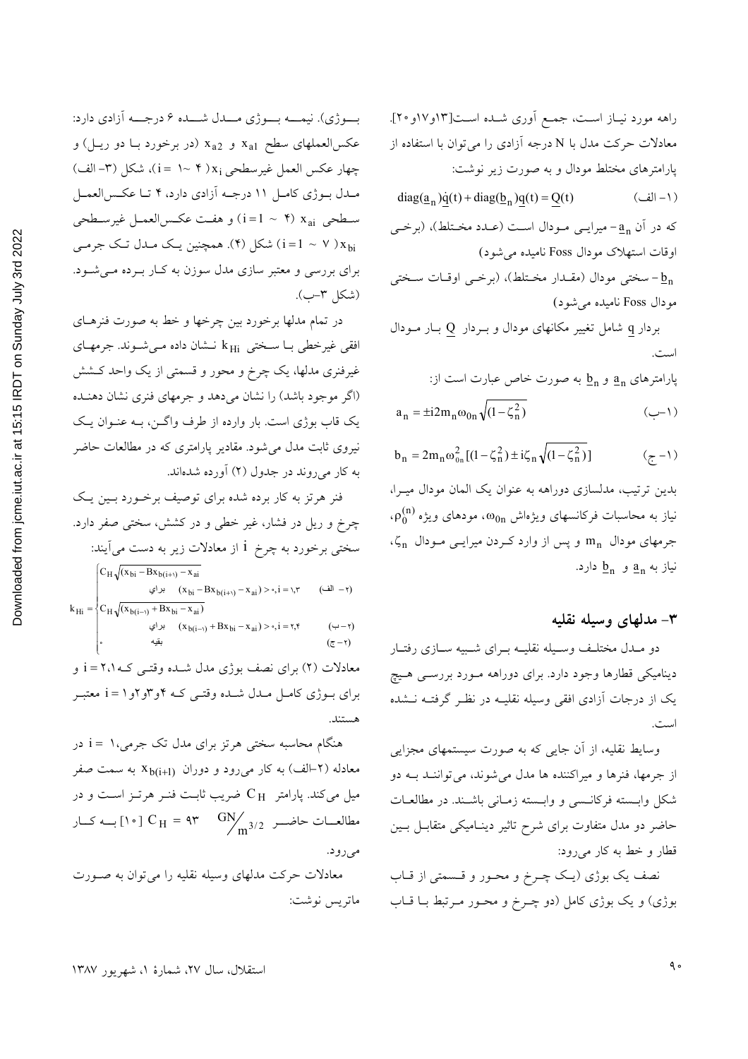راهه مورد نیاز است، جمع آوری شده است[۱۳و۱۷و۲۰]. معادلات حرکت مدل با N درجه آزادی را می‌توان با استفاده از پارامترهای مختلط مودال و به صورت زیر نوشت:

$$\mathrm{diag}(\underline{a}_n)\underline{\dot{q}}(t) + \mathrm{diag}(\underline{b}_n)\underline{q}(t) = \underline{Q}(t) \qquad \text{(۱- الف)}$$

که در آن $\underline{a}_n$ - میرایی مودال است (عدد مختلط)، (برخی اوقات استهلاک مودال Foss نامیده می‌شود)

$\underline{b}_n$ - سختی مودال (مقدار مختلط)، (برخی اوقات سختی مودال Foss نامیده می‌شود)

بردار $\underline{q}$ شامل تغییر مکانهای مودال و بردار $\underline{Q}$ بار مودال است.

پارامترهای $\underline{a}_n$ و $\underline{b}_n$ به صورت خاص عبارت است از:

$$a_n = \pm i 2 m_n \omega_{0n} \sqrt{(1-\zeta_n^2)} \qquad \text{(۱-ب)}$$

$$b_n = 2 m_n \omega_{0n}^2 [(1-\zeta_n^2) \pm i \zeta_n \sqrt{(1-\zeta_n^2)}] \qquad \text{(۱-ج)}$$

بدین ترتیب، مدلسازی دوراهه به عنوان یک المان مودال میرا، نیاز به محاسبات فرکانسهای ویژه‌اش $\omega_{0n}$، مودهای ویژه $\rho_0^{(n)}$، جرمهای مودال $m_n$ و پس از وارد کردن میرایی مودال $\zeta_n$، نیاز به $\underline{a}_n$ و $\underline{b}_n$ دارد.

## ۳- مدلهای وسیله نقلیه

دو مدل مختلف وسیله نقلیه برای شبیه سازی رفتار دینامیکی قطارها وجود دارد. برای دوراهه مورد بررسی هیچ یک از درجات آزادی افقی وسیله نقلیه در نظر گرفته نشده است.

وسایط نقلیه، از آن جایی که به صورت سیستمهای مجزایی از جرمها، فنرها و میراکننده ها مدل می‌شوند، می‌توانند به دو شکل وابسته فرکانسی و وابسته زمانی باشند. در مطالعات حاضر دو مدل متفاوت برای شرح تاثیر دینامیکی متقابل بین قطار و خط به کار می‌رود:

نصف یک بوژی (یک چرخ و محور و قسمتی از قاب بوژی) و یک بوژی کامل (دو چرخ و محور مرتبط با قاب بوژی). نیمه بوژی مدل شده ۶ درجه آزادی دارد: عکس‌العملهای سطح $x_{a1}$ و $x_{a2}$ (در برخورد با دو ریل) و چهار عکس العمل غیرسطحی $x_i$ ($i = 1 \sim 4$)، شکل (۳- الف) مدل بوژی کامل ۱۱ درجه آزادی دارد، ۴ تا عکس‌العمل سطحی $x_{ai}$ ($i = 1 \sim 4$) و هفت عکس‌العمل غیرسطحی $x_{bi}$ ($i = 1 \sim 7$) شکل (۴). همچنین یک مدل تک جرمی برای بررسی و معتبر سازی مدل سوزن به کار برده می‌شود. (شکل ۳-ب).

در تمام مدلها برخورد بین چرخها و خط به صورت فنرهای افقی غیرخطی با سختی $k_{Hi}$ نشان داده می‌شوند. جرمهای غیرفنری مدلها، یک چرخ و محور و قسمتی از یک واحد کشش (اگر موجود باشد) را نشان می‌دهد و جرمهای فنری نشان دهنده یک قاب بوژی است. بار وارده از طرف واگن، به عنوان یک نیروی ثابت مدل می‌شود. مقادیر پارامتری که در مطالعات حاضر به کار می‌روند در جدول (۲) آورده شده‌اند.

فنر هرتز به کار برده شده برای توصیف برخورد بین یک چرخ و ریل در فشار، غیر خطی و در کشش، سختی صفر دارد. سختی برخورد به چرخ $i$ از معادلات زیر به دست می‌آیند:

$$k_{Hi} = \begin{cases} C_H \sqrt{(x_{bi} - Bx_{b(i+1)} - x_{ai})} & \text{برای} \quad (x_{bi} - Bx_{b(i+1)} - x_{ai}) > 0, i = 1,3 \qquad \text{(۲- الف)} \\ C_H \sqrt{(x_{b(i-1)} + Bx_{bi} - x_{ai})} & \text{برای} \quad (x_{b(i-1)} + Bx_{bi} - x_{ai}) > 0, i = 2,4 \qquad \text{(۲-ب)} \\ 0 & \text{بقیه} \qquad \text{(۲-ج)} \end{cases}$$

معادلات (۲) برای نصف بوژی مدل شده وقتی که $i = 2,1$ و برای بوژی کامل مدل شده وقتی که $i = 4$و۳و۲و۱ معتبر هستند.

هنگام محاسبه سختی هرتز برای مدل تک جرمی، $i = 1$ در معادله (۲-الف) به کار می‌رود و دوران $x_{b(i+1)}$ به سمت صفر میل می‌کند. پارامتر $C_H$ ضریب ثابت فنر هرتز است و در مطالعات حاضر $C_H = 93 \ \mathrm{GN/m^{3/2}}$ [۱۰] به کار می‌رود.

معادلات حرکت مدلهای وسیله نقلیه را می‌توان به صورت ماتریس نوشت: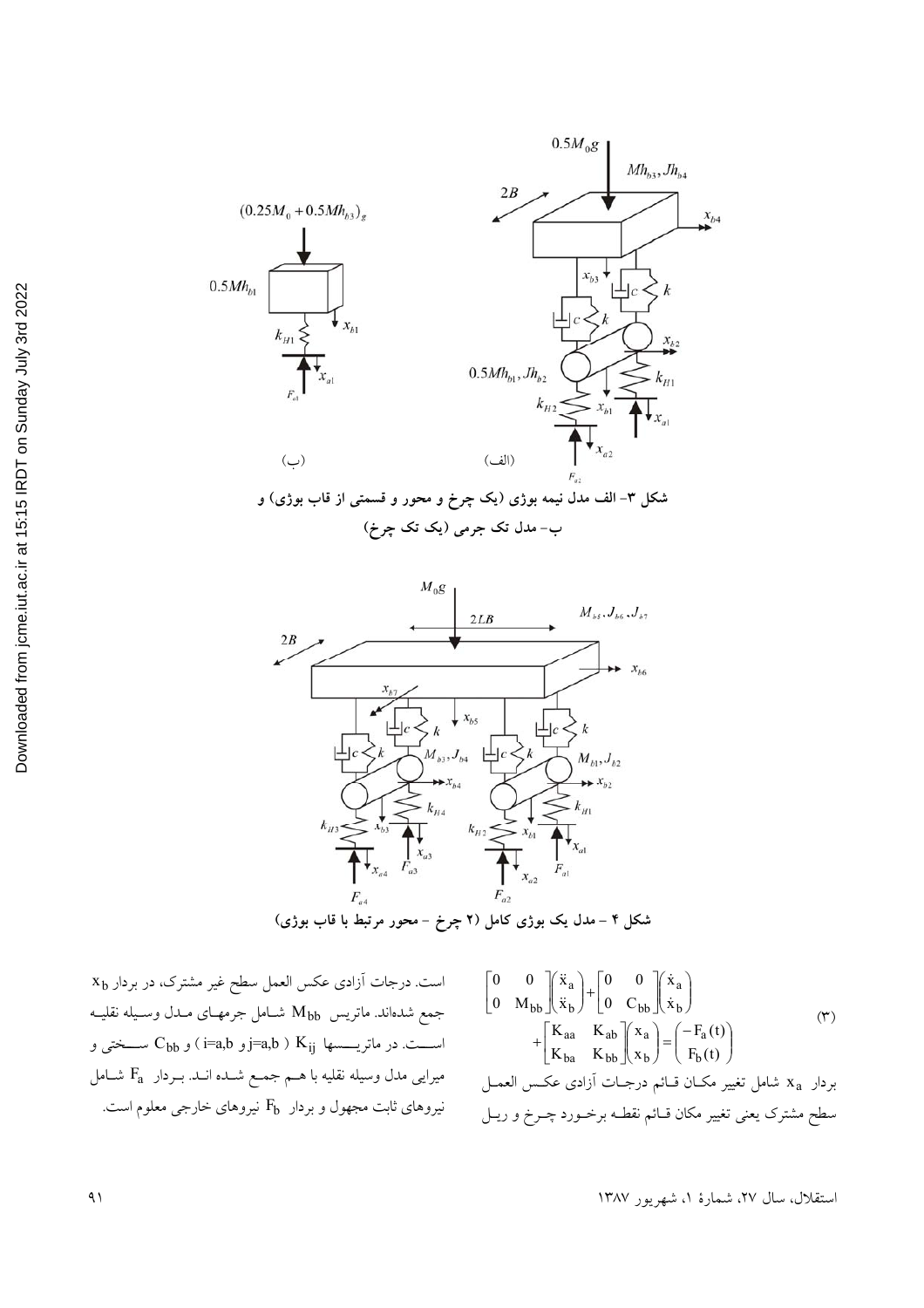شکل ۳- الف مدل نیمه بوژی (یک چرخ و محور و قسمتی از قاب بوژی) و ب- مدل تک جرمی (یک تک چرخ)

شکل ۴ - مدل یک بوژی کامل (۲ چرخ - محور مرتبط با قاب بوژی)

$$\begin{bmatrix} 0 & 0 \\ 0 & M_{bb} \end{bmatrix} \begin{pmatrix} \ddot{x}_a \\ \ddot{x}_b \end{pmatrix} + \begin{bmatrix} 0 & 0 \\ 0 & C_{bb} \end{bmatrix} \begin{pmatrix} \dot{x}_a \\ \dot{x}_b \end{pmatrix} + \begin{bmatrix} K_{aa} & K_{ab} \\ K_{ba} & K_{bb} \end{bmatrix} \begin{pmatrix} x_a \\ x_b \end{pmatrix} = \begin{pmatrix} -F_a(t) \\ F_b(t) \end{pmatrix} \qquad (۳)$$

بردار $x_a$ شامل تغییر مکان قائم درجات آزادی عکس العمل سطح مشترک یعنی تغییر مکان قائم نقطه برخورد چرخ و ریل است. درجات آزادی عکس العمل سطح غیر مشترک، در بردار $x_b$ جمع شده‌اند. ماتریس $M_{bb}$ شامل جرمهای مدل وسیله نقلیه است. در ماتریسها $K_{ij}$ ( $i$=a,b و $j$=a,b ) و $C_{bb}$ سختی و میرایی مدل وسیله نقلیه با هم جمع شده اند. بردار $F_a$ شامل نیروهای ثابت مجهول و بردار $F_b$ نیروهای خارجی معلوم است.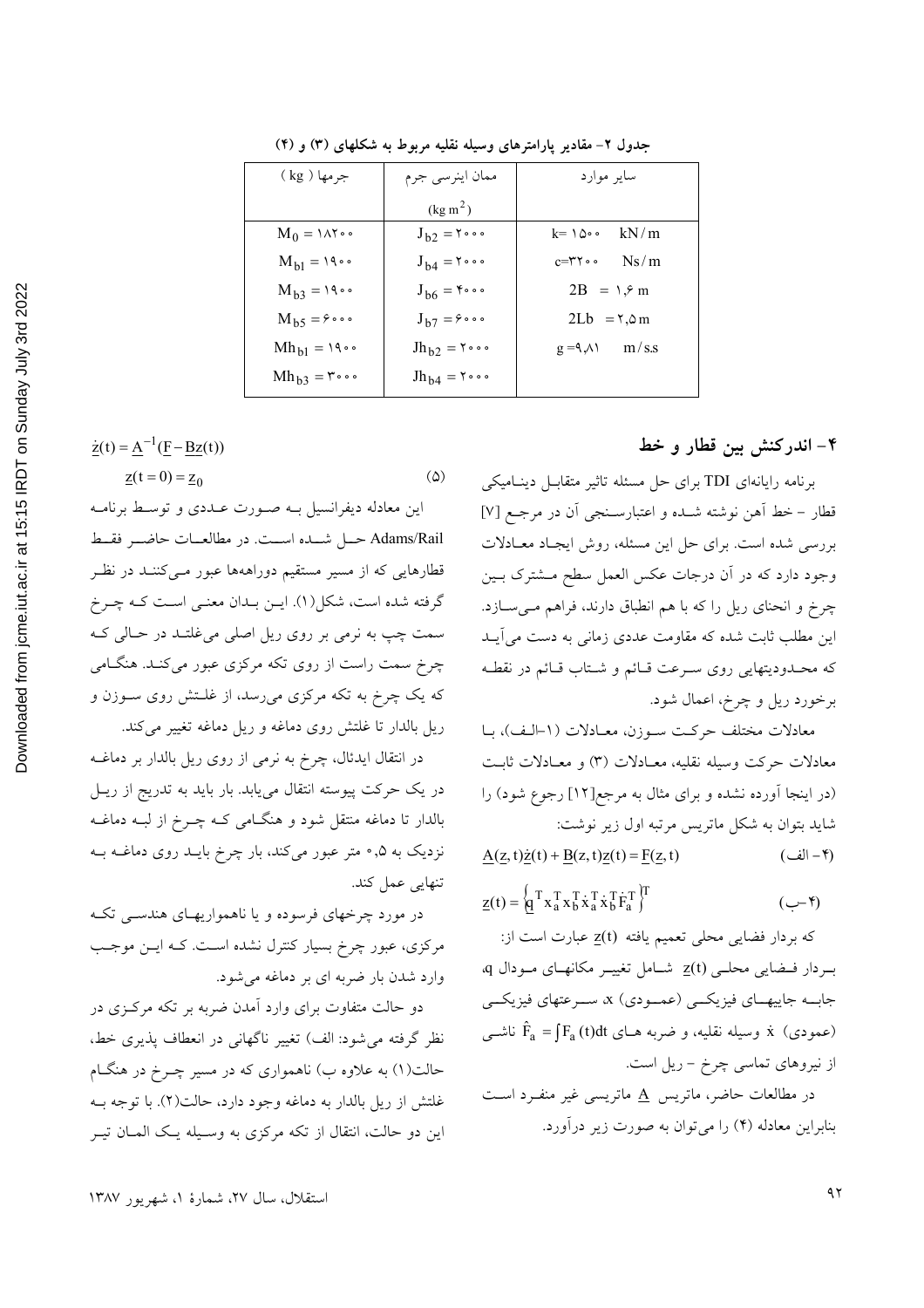جدول ۲- مقادیر پارامترهای وسیله نقلیه مربوط به شکلهای (۳) و (۴)

| جرمها ( kg ) | ممان اینرسی جرم $(kg\,m^2)$ | سایر موارد |
|---|---|---|
| $M_0 = ۱۸۲۰۰$ | $J_{b2} = ۲۰۰۰$ | k= ۱۵۰۰ kN/m |
| $M_{b1} = ۱۹۰۰$ | $J_{b4} = ۲۰۰۰$ | c=۳۲۰۰ Ns/m |
| $M_{b3} = ۱۹۰۰$ | $J_{b6} = ۴۰۰۰$ | 2B = ۱٫۶ m |
| $M_{b5} = ۶۰۰۰$ | $J_{b7} = ۶۰۰۰$ | 2Lb = ۲٫۵ m |
| $Mh_{b1} = ۱۹۰۰$ | $Jh_{b2} = ۲۰۰۰$ | g =۹٫۸۱ m/s.s |
| $Mh_{b3} = ۳۰۰۰$ | $Jh_{b4} = ۲۰۰۰$ | |

## ۴- اندرکنش بین قطار و خط

برنامه رایانه‌ای TDI برای حل مسئله تاثیر متقابل دینامیکی قطار - خط آهن نوشته شده و اعتبارسنجی آن در مرجع [۷] بررسی شده است. برای حل این مسئله، روش ایجاد معادلات وجود دارد که در آن درجات عکس العمل سطح مشترک بین چرخ و انحنای ریل را که با هم انطباق دارند، فراهم می‌سازد. این مطلب ثابت شده که مقاومت عددی زمانی به دست می‌آید که محدودیتهای روی سرعت قائم و شتاب قائم در نقطه برخورد ریل و چرخ، اعمال شود.

معادلات مختلف حرکت سوزن، معادلات (۱-الف)، با معادلات حرکت وسیله نقلیه، معادلات (۳) و معادلات ثابت (در اینجا آورده نشده و برای مثال به مرجع[۱۲] رجوع شود) را شاید بتوان به شکل ماتریس مرتبه اول زیر نوشت:

$$\underline{A}(z,t)\dot{\underline{z}}(t)+\underline{B}(z,t)\underline{z}(t)=\underline{F}(\underline{z},t) \qquad (۴-\text{الف})$$

$$\underline{z}(t)=\left\{\underline{q}^T x_a^T x_b^T \dot{x}_a^T \dot{x}_b^T \hat{F}_a^T\right\}^T \qquad (۴-\text{ب})$$

که بردار فضایی محلی تعمیم یافته $\underline{z}(t)$ عبارت است از: بردار فضایی محلی $\underline{z}(t)$ شامل تغییر مکانهای مودال q، جابه جاییهای فیزیکی (عمودی) x، سرعتهای فیزیکی (عمودی) $\dot{x}$ وسیله نقلیه، و ضربه های $\hat{F}_a=\int F_a(t)dt$ ناشی از نیروهای تماسی چرخ - ریل است.

در مطالعات حاضر، ماتریس $\underline{A}$ ماتریسی غیر منفرد است بنابراین معادله (۴) را می‌توان به صورت زیر درآورد.

$$\dot{\underline{z}}(t)=\underline{A}^{-1}(\underline{F}-\underline{B}\underline{z}(t))$$
$$\underline{z}(t=0)=\underline{z}_0 \qquad (۵)$$

این معادله دیفرانسیل به صورت عددی و توسط برنامه Adams/Rail حل شده است. در مطالعات حاضر فقط قطارهایی که از مسیر مستقیم دوراهه‌ها عبور می‌کنند در نظر گرفته شده است، شکل(۱). این بدان معنی است که چرخ سمت چپ به نرمی بر روی ریل اصلی می‌غلتد در حالی که چرخ سمت راست از روی تکه مرکزی عبور می‌کند. هنگامی که یک چرخ به تکه مرکزی می‌رسد، از غلتش روی سوزن و ریل بالدار تا غلتش روی دماغه و ریل دماغه تغییر می‌کند.

در انتقال ایدئال، چرخ به نرمی از روی ریل بالدار بر دماغه در یک حرکت پیوسته انتقال می‌یابد. بار باید به تدریج از ریل بالدار تا دماغه منتقل شود و هنگامی که چرخ از لبه دماغه نزدیک به ۰٫۵ متر عبور می‌کند، بار چرخ باید روی دماغه به تنهایی عمل کند.

در مورد چرخهای فرسوده و یا ناهمواریهای هندسی تکه مرکزی، عبور چرخ بسیار کنترل نشده است. که این موجب وارد شدن بار ضربه ای بر دماغه می‌شود.

دو حالت متفاوت برای وارد آمدن ضربه بر تکه مرکزی در نظر گرفته می‌شود: الف) تغییر ناگهانی در انعطاف پذیری خط، حالت(۱) به علاوه ب) ناهمواری که در مسیر چرخ در هنگام غلتش از ریل بالدار به دماغه وجود دارد، حالت(۲). با توجه به این دو حالت، انتقال از تکه مرکزی به وسیله یک المان تیر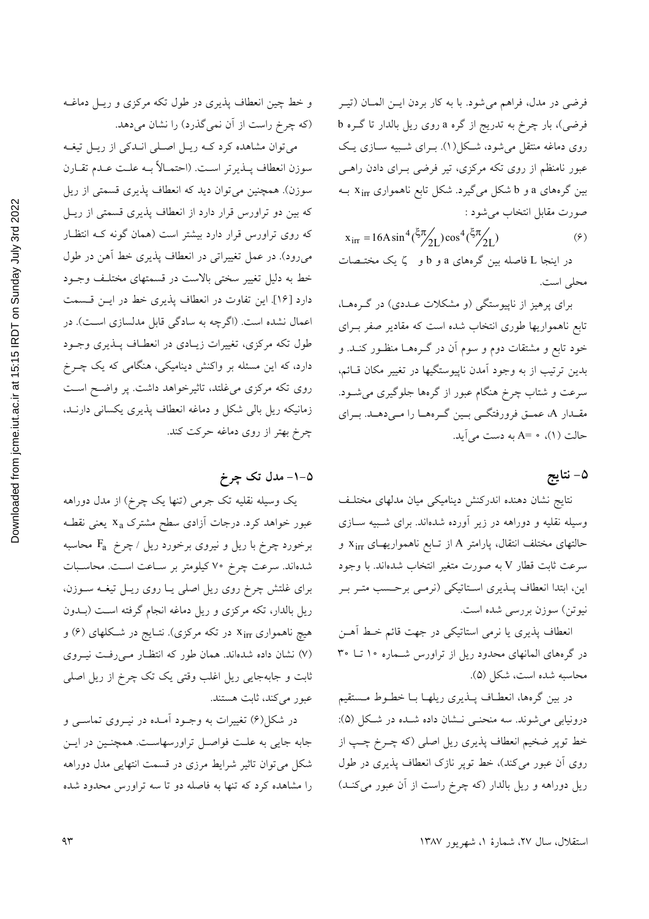فرضی در مدل، فراهم می‌شود. با به کار بردن این المان (تیر فرضی)، بار چرخ به تدریج از گره a روی ریل بالدار تا گره b روی دماغه منتقل می‌شود، شکل(۱). برای شبیه سازی یک عبور نامنظم از روی تکه مرکزی، تیر فرضی برای دادن راهی بین گره‌های a و b شکل می‌گیرد. شکل تابع ناهمواری $x_{irr}$ به صورت مقابل انتخاب می‌شود :

$$x_{irr} = 16A\sin^4(\xi\pi/_{2L})\cos^4(\xi\pi/_{2L}) \qquad (۶)$$

در اینجا L فاصله بین گره‌های a و b و $\zeta$ یک مختصات محلی است.

برای پرهیز از ناپیوستگی (و مشکلات عددی) در گره‌ها، تابع ناهمواریها طوری انتخاب شده است که مقادیر صفر برای خود تابع و مشتقات دوم و سوم آن در گره‌ها منظور کند. و بدین ترتیب از به وجود آمدن ناپیوستگیها در تغییر مکان قائم، سرعت و شتاب چرخ هنگام عبور از گره‌ها جلوگیری می‌شود. مقدار A، عمق فرورفتگی بین گره‌ها را می‌دهد. برای حالت (۱)، ۰ =A به دست می‌آید.

## ۵- نتایج

نتایج نشان دهنده اندرکنش دینامیکی میان مدلهای مختلف وسیله نقلیه و دوراهه در زیر آورده شده‌اند. برای شبیه سازی حالتهای مختلف انتقال، پارامتر A از تابع ناهمواریهای $x_{irr}$ و سرعت ثابت قطار V به صورت متغیر انتخاب شده‌اند. با وجود این، ابتدا انعطاف پذیری استاتیکی (نرمی برحسب متر بر نیوتن) سوزن بررسی شده است.

انعطاف پذیری یا نرمی استاتیکی در جهت قائم خط آهن در گره‌های المانهای محدود ریل از تراورس شماره ۱۰ تا ۳۰ محاسبه شده است، شکل (۵).

در بین گره‌ها، انعطاف پذیری ریلها با خطوط مستقیم درونیابی می‌شوند. سه منحنی نشان داده شده در شکل (۵): خط توپر ضخیم انعطاف پذیری ریل اصلی (که چرخ چپ از روی آن عبور می‌کند)، خط توپر نازک انعطاف پذیری در طول ریل دوراهه و ریل بالدار (که چرخ راست از آن عبور می‌کند) و خط چین انعطاف پذیری در طول تکه مرکزی و ریل دماغه (که چرخ راست از آن نمی‌گذرد) را نشان می‌دهد.

می‌توان مشاهده کرد که ریل اصلی اندکی از ریل تیغه سوزن انعطاف پذیرتر است. (احتمالاً به علت عدم تقارن سوزن). همچنین می‌توان دید که انعطاف پذیری قسمتی از ریل که بین دو تراورس قرار دارد از انعطاف پذیری قسمتی از ریل که روی تراورس قرار دارد بیشتر است (همان گونه که انتظار می‌رود). در عمل تغییراتی در انعطاف پذیری خط آهن در طول خط به دلیل تغییر سختی بالاست در قسمتهای مختلف وجود دارد [۱۶]. این تفاوت در انعطاف پذیری خط در این قسمت اعمال نشده است. (اگرچه به سادگی قابل مدلسازی است). در طول تکه مرکزی، تغییرات زیادی در انعطاف پذیری وجود دارد، که این مسئله بر واکنش دینامیکی، هنگامی که یک چرخ روی تکه مرکزی می‌غلتد، تاثیرخواهد داشت. پر واضح است زمانیکه ریل بالی شکل و دماغه انعطاف پذیری یکسانی دارند، چرخ بهتر از روی دماغه حرکت کند.

### ۵-۱- مدل تک چرخ

یک وسیله نقلیه تک جرمی (تنها یک چرخ) از مدل دوراهه عبور خواهد کرد. درجات آزادی سطح مشترک $x_a$ یعنی نقطه برخورد چرخ با ریل و نیروی برخورد ریل / چرخ $F_a$ محاسبه شده‌اند. سرعت چرخ ۷۰ کیلومتر بر ساعت است. محاسبات برای غلتش چرخ روی ریل اصلی یا روی ریل تیغه سوزن، ریل بالدار، تکه مرکزی و ریل دماغه انجام گرفته است (بدون هیچ ناهمواری $x_{irr}$ در تکه مرکزی). نتایج در شکلهای (۶) و (۷) نشان داده شده‌اند. همان طور که انتظار می‌رفت نیروی ثابت و جابه‌جایی ریل اغلب وقتی یک تک چرخ از ریل اصلی عبور می‌کند، ثابت هستند.

در شکل(۶) تغییرات به وجود آمده در نیروی تماسی و جابه جایی به علت فواصل تراورسهاست. همچنین در این شکل می‌توان تاثیر شرایط مرزی در قسمت انتهایی مدل دوراهه را مشاهده کرد که تنها به فاصله دو تا سه تراورس محدود شده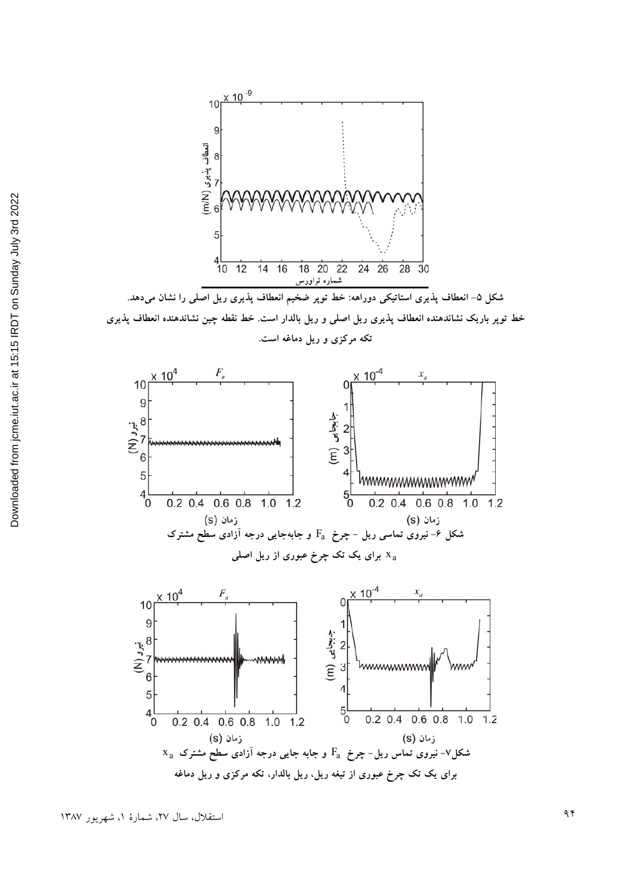شکل ۵- انعطاف پذیری استاتیکی دوراهه: خط توپر ضخیم انعطاف پذیری ریل اصلی را نشان می‌دهد. خط توپر باریک نشاندهنده انعطاف پذیری ریل اصلی و ریل بالدار است. خط نقطه چین نشاندهنده انعطاف پذیری تکه مرکزی و ریل دماغه است.

شکل ۶- نیروی تماسی ریل - چرخ $F_a$ و جابه‌جایی درجه آزادی سطح مشترک $x_a$ برای یک تک چرخ عبوری از ریل اصلی

شکل۷- نیروی تماس ریل- چرخ $F_a$ و جابه جایی درجه آزادی سطح مشترک $x_a$ برای یک تک چرخ عبوری از تیغه ریل، ریل بالدار، تکه مرکزی و ریل دماغه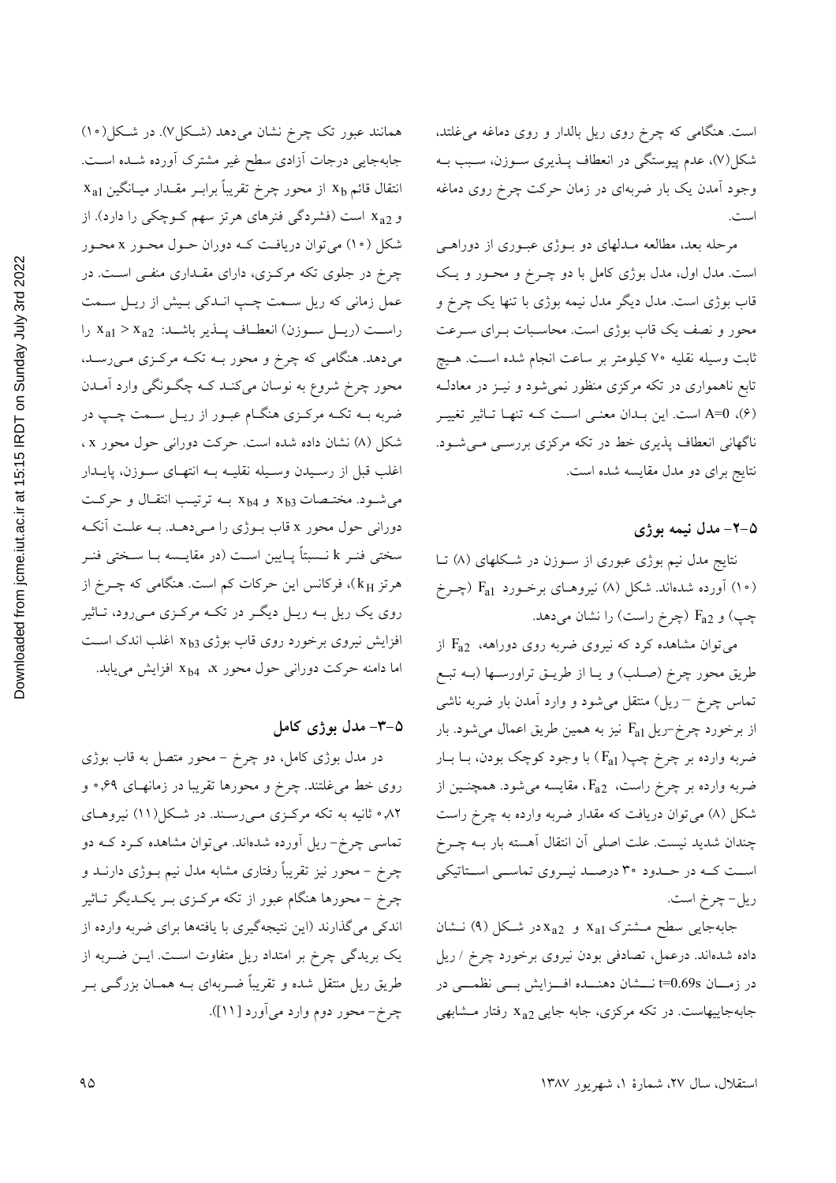است. هنگامی که چرخ روی ریل بالدار و روی دماغه می‌غلتد، شکل(۷)، عدم پیوستگی در انعطاف پذیری سوزن، سبب به وجود آمدن یک بار ضربه‌ای در زمان حرکت چرخ روی دماغه است.

مرحله بعد، مطالعه مدلهای دو بوژی عبوری از دوراهی است. مدل اول، مدل بوژی کامل با دو چرخ و محور و یک قاب بوژی است. مدل دیگر مدل نیمه بوژی با تنها یک چرخ و محور و نصف یک قاب بوژی است. محاسبات برای سرعت ثابت وسیله نقلیه ۷۰ کیلومتر بر ساعت انجام شده است. هیچ تابع ناهمواری در تکه مرکزی منظور نمی‌شود و نیز در معادله (۶)، $A=0$ است. این بدان معنی است که تنها تاثیر تغییر ناگهانی انعطاف پذیری خط در تکه مرکزی بررسی می‌شود. نتایج برای دو مدل مقایسه شده است.

## ۵-۲- مدل نیمه بوژی

نتایج مدل نیم بوژی عبوری از سوزن در شکلهای (۸) تا (۱۰) آورده شده‌اند. شکل (۸) نیروهای برخورد $F_{a1}$ (چرخ چپ) و $F_{a2}$ (چرخ راست) را نشان می‌دهد.

می‌توان مشاهده کرد که نیروی ضربه روی دوراهه، $F_{a2}$ از طریق محور چرخ (صلب) و یا از طریق تراورسها (به تبع تماس چرخ – ریل) منتقل می‌شود و وارد آمدن بار ضربه ناشی از برخورد چرخ-ریل $F_{a1}$ نیز به همین طریق اعمال می‌شود. بار ضربه وارده بر چرخ چپ($F_{a1}$) با وجود کوچک بودن، با بار ضربه وارده بر چرخ راست، $F_{a2}$، مقایسه می‌شود. همچنین از شکل (۸) می‌توان دریافت که مقدار ضربه وارده به چرخ راست چندان شدید نیست. علت اصلی آن انتقال آهسته بار به چرخ است که در حدود ۳۰ درصد نیروی تماسی استاتیکی ریل- چرخ است.

جابه‌جایی سطح مشترک $x_{a1}$ و $x_{a2}$ در شکل (۹) نشان داده شده‌اند. درعمل، تصادفی بودن نیروی برخورد چرخ / ریل در زمان $t=0.69s$ نشان دهنده افزایش بی نظمی در جابه‌جاییهاست. در تکه مرکزی، جابه جایی $x_{a2}$ رفتار مشابهی همانند عبور تک چرخ نشان می‌دهد (شکل۷). در شکل(۱۰) جابه‌جایی درجات آزادی سطح غیر مشترک آورده شده است. انتقال قائم $x_b$ از محور چرخ تقریباً برابر مقدار میانگین $x_{a1}$ و $x_{a2}$ است (فشردگی فنرهای هرتز سهم کوچکی را دارد). از شکل (۱۰) می‌توان دریافت که دوران حول محور x محور چرخ در جلوی تکه مرکزی، دارای مقداری منفی است. در عمل زمانی که ریل سمت چپ اندکی بیش از ریل سمت راست (ریل سوزن) انعطاف پذیر باشد: $x_{a1} > x_{a2}$ را می‌دهد. هنگامی که چرخ و محور به تکه مرکزی می‌رسد، محور چرخ شروع به نوسان می‌کند که چگونگی وارد آمدن ضربه به تکه مرکزی هنگام عبور از ریل سمت چپ در شکل (۸) نشان داده شده است. حرکت دورانی حول محور x، اغلب قبل از رسیدن وسیله نقلیه به انتهای سوزن، پایدار می‌شود. مختصات $x_{b3}$ و $x_{b4}$ به ترتیب انتقال و حرکت دورانی حول محور x قاب بوژی را می‌دهد. به علت آنکه سختی فنر k نسبتاً پایین است (در مقایسه با سختی فنر هرتز $k_H$)، فرکانس این حرکات کم است. هنگامی که چرخ از روی یک ریل به ریل دیگر در تکه مرکزی می‌رود، تاثیر افزایش نیروی برخورد روی قاب بوژی $x_{b3}$ اغلب اندک است اما دامنه حرکت دورانی حول محور x، $x_{b4}$ افزایش می‌یابد.

## ۵-۳- مدل بوژی کامل

در مدل بوژی کامل، دو چرخ – محور متصل به قاب بوژی روی خط می‌غلتند. چرخ و محورها تقریبا در زمانهای ۰٫۶۹ و ۰٫۸۲ ثانیه به تکه مرکزی می‌رسند. در شکل(۱۱) نیروهای تماسی چرخ- ریل آورده شده‌اند. می‌توان مشاهده کرد که دو چرخ – محور نیز تقریباً رفتاری مشابه مدل نیم بوژی دارند و چرخ – محورها هنگام عبور از تکه مرکزی بر یکدیگر تاثیر اندکی می‌گذارند (این نتیجه‌گیری با یافته‌ها برای ضربه وارده از یک بریدگی چرخ بر امتداد ریل متفاوت است. این ضربه از طریق ریل منتقل شده و تقریباً ضربه‌ای به همان بزرگی بر چرخ- محور دوم وارد می‌آورد [۱۱]).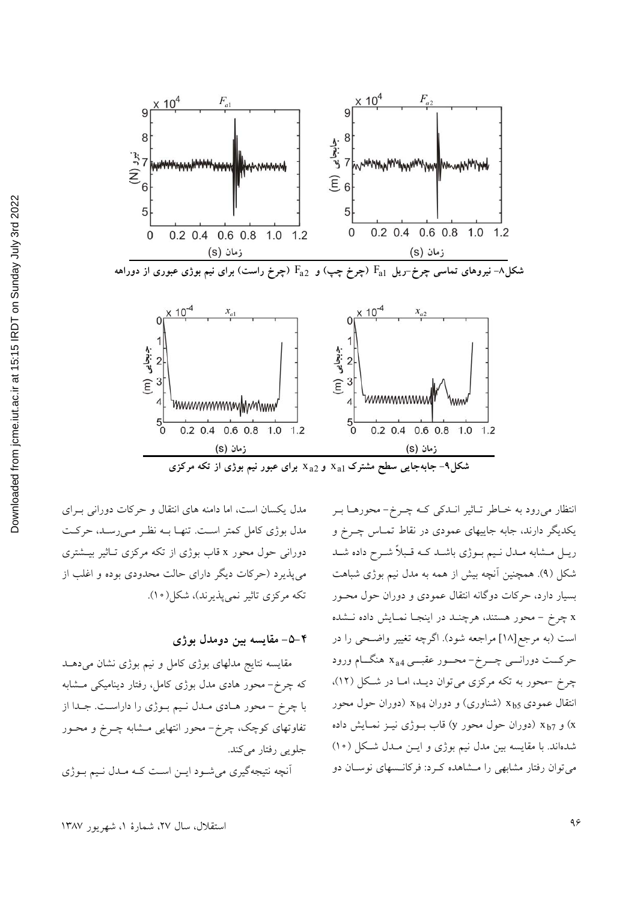شکل۸- نیروهای تماسی چرخ-ریل $F_{a1}$ (چرخ چپ) و $F_{a2}$ (چرخ راست) برای نیم بوژی عبوری از دوراهه

شکل۹- جابه‌جایی سطح مشترک $x_{a1}$ و $x_{a2}$ برای عبور نیم بوژی از تکه مرکزی

انتظار می‌رود به خـاطر تـاثیر انـدکی کـه چـرخ- محورهـا بـر یکدیگر دارند، جابه جاییهای عمودی در نقاط تمـاس چـرخ و ریـل مـشابه مـدل نـیم بـوژی باشـد کـه قـبلاً شـرح داده شـد شکل (۹). همچنین آنچه بیش از همه به مدل نیم بوژی شباهت بسیار دارد، حرکات دوگانه انتقال عمودی و دوران حول محـور x چرخ - محور هستند، هرچنـد در اینجـا نمـایش داده نـشده است (به مرجع[۱۸] مراجعه شود). اگرچه تغییر واضـحی را در حرکـت دورانـی چـرخ- محـور عقبـی $x_{a4}$ هنگـام ورود چرخ -محور به تکه مرکزی می‌توان دیـد، امـا در شـکل (۱۲)، انتقال عمودی $x_{b5}$ (شناوری) و دوران $x_{b4}$ (دوران حول محور x) و $x_{b7}$ (دوران حول محور y) قاب بـوژی نیـز نمـایش داده شده‌اند. با مقایسه بین مدل نیم بوژی و ایـن مـدل شـکل (۱۰) می‌توان رفتار مشابهی را مـشاهده کـرد: فرکانـسهای نوسـان دو مدل یکسان است، اما دامنه های انتقال و حرکات دورانی بـرای مدل بوژی کامل کمتر اسـت. تنهـا بـه نظـر مـی‌رسـد، حرکـت دورانی حول محور x قاب بوژی از تکه مرکزی تـاثیر بیـشتری می‌پذیرد (حرکات دیگر دارای حالت محدودی بوده و اغلب از تکه مرکزی تاثیر نمی‌پذیرند)، شکل(۱۰).

## ۴-۵- مقایسه بین دومدل بوژی

مقایسه نتایج مدلهای بوژی کامل و نیم بوژی نشان می‌دهـد که چرخ- محور هادی مدل بوژی کامل، رفتار دینامیکی مـشابه با چرخ - محور هـادی مـدل نـیم بـوژی را داراسـت. جـدا از تفاوتهای کوچک، چرخ- محور انتهایی مـشابه چـرخ و محـور جلویی رفتار می‌کند.

آنچه نتیجه‌گیری می‌شـود ایـن اسـت کـه مـدل نـیم بـوژی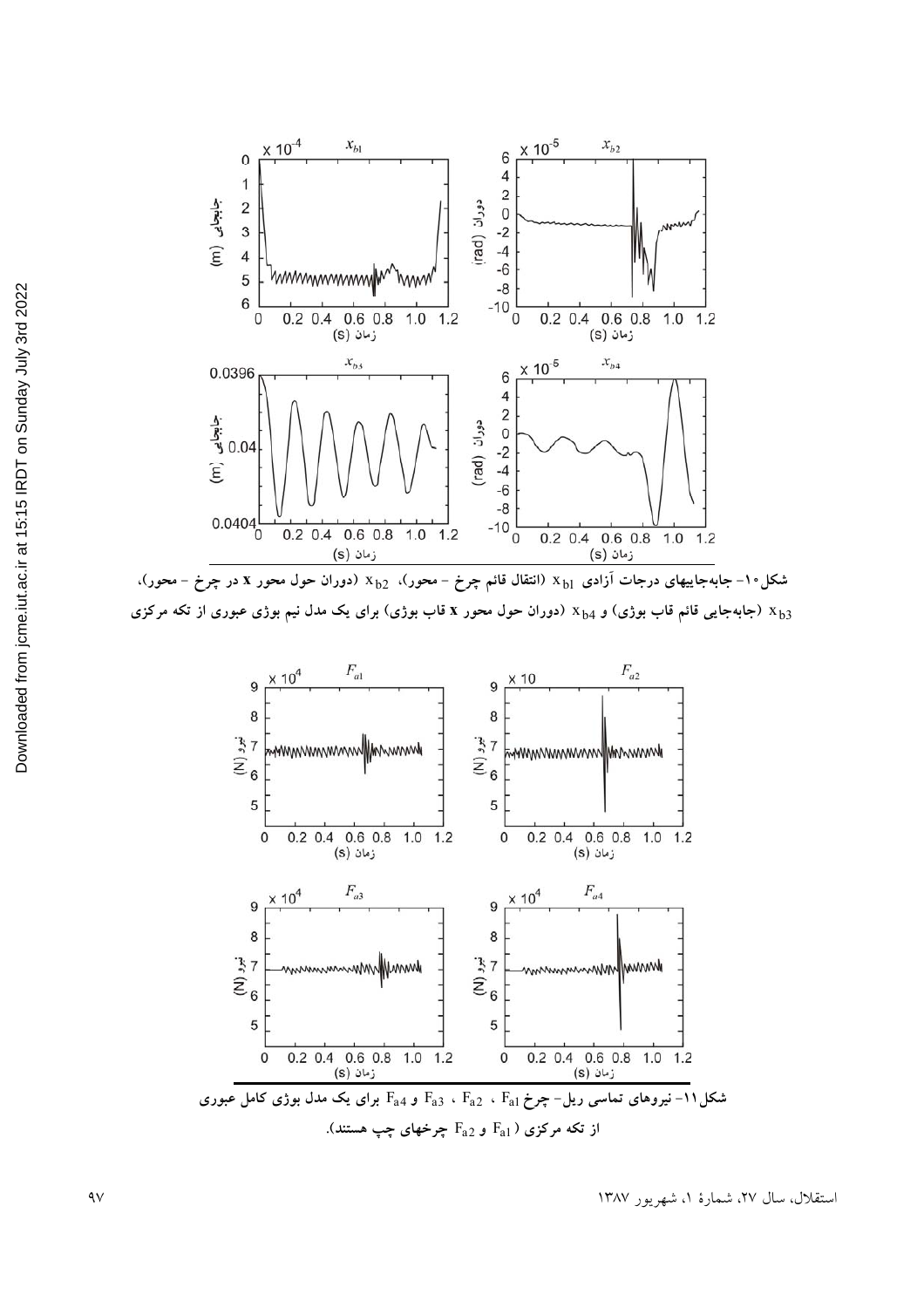شکل۱۰- جابه‌جاییهای درجات آزادی $x_{b1}$ (انتقال قائم چرخ - محور)، $x_{b2}$ (دوران حول محور **x** در چرخ - محور)، $x_{b3}$ (جابه‌جایی قائم قاب بوژی) و $x_{b4}$ (دوران حول محور **x** قاب بوژی) برای یک مدل نیم بوژی عبوری از تکه مرکزی

شکل۱۱- نیروهای تماسی ریل- چرخ $F_{a1}$ ، $F_{a2}$ ، $F_{a3}$ و $F_{a4}$ برای یک مدل بوژی کامل عبوری از تکه مرکزی ( $F_{a1}$ و $F_{a2}$ چرخهای چپ هستند).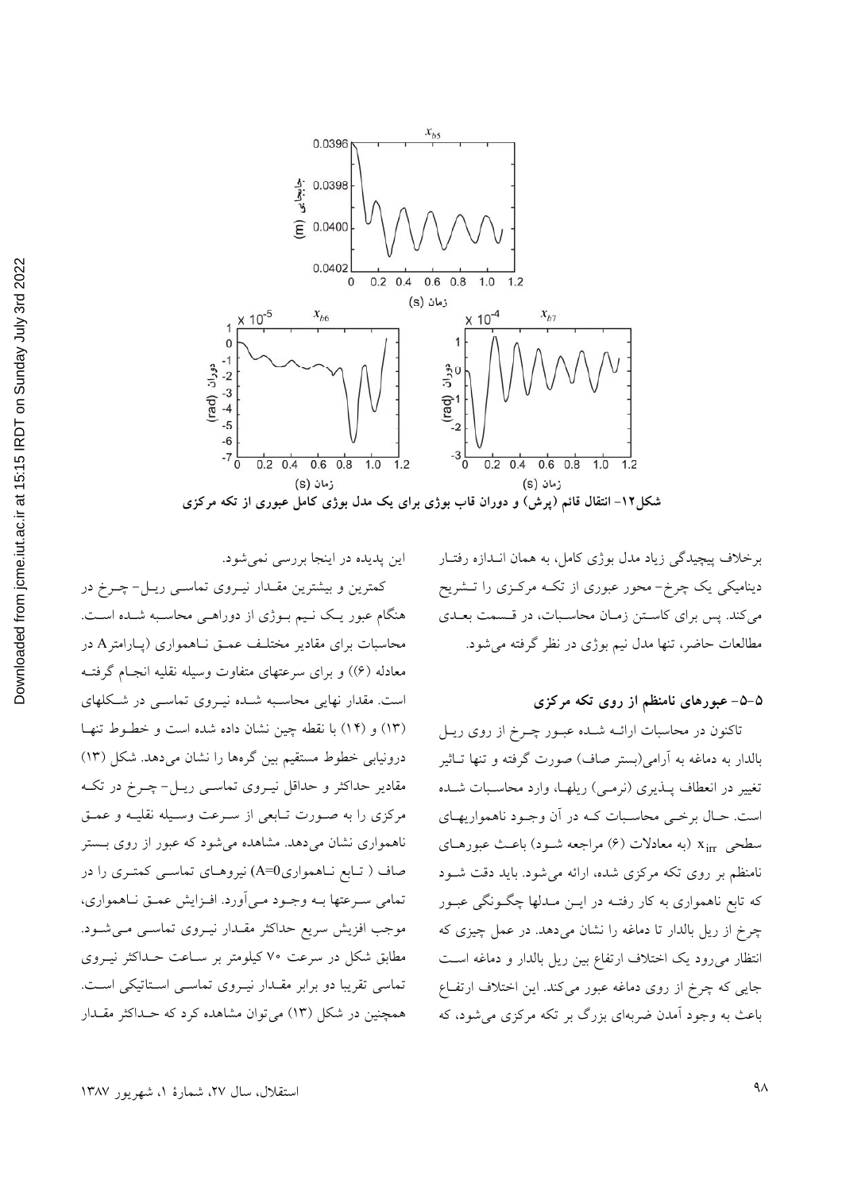شکل۱۲- انتقال قائم (پرش) و دوران قاب بوژی برای یک مدل بوژی کامل عبوری از تکه مرکزی

برخلاف پیچیدگی زیاد مدل بوژی کامل، به همان اندازه رفتار دینامیکی یک چرخ- محور عبوری از تکه مرکزی را تشریح می‌کند. پس برای کاستن زمان محاسبات، در قسمت بعدی مطالعات حاضر، تنها مدل نیم بوژی در نظر گرفته می‌شود.

## ۵-۵- عبورهای نامنظم از روی تکه مرکزی

تاکنون در محاسبات ارائه شده عبور چرخ از روی ریل بالدار به دماغه به آرامی(بستر صاف) صورت گرفته و تنها تاثیر تغییر در انعطاف پذیری (نرمی) ریلها، وارد محاسبات شده است. حال برخی محاسبات که در آن وجود ناهمواریهای سطحی $x_{irr}$ (به معادلات (۶) مراجعه شود) باعث عبورهای نامنظم بر روی تکه مرکزی شده، ارائه می‌شود. باید دقت شود که تابع ناهمواری به کار رفته در این مدلها چگونگی عبور چرخ از ریل بالدار تا دماغه را نشان می‌دهد. در عمل چیزی که انتظار می‌رود یک اختلاف ارتفاع بین ریل بالدار و دماغه است جایی که چرخ از روی دماغه عبور می‌کند. این اختلاف ارتفاع باعث به وجود آمدن ضربه‌ای بزرگ بر تکه مرکزی می‌شود، که این پدیده در اینجا بررسی نمی‌شود.

کمترین و بیشترین مقدار نیروی تماسی ریل- چرخ در هنگام عبور یک نیم بوژی از دوراهی محاسبه شده است. محاسبات برای مقادیر مختلف عمق ناهمواری (پارامترA در معادله (۶)) و برای سرعتهای متفاوت وسیله نقلیه انجام گرفته است. مقدار نهایی محاسبه شده نیروی تماسی در شکلهای (۱۳) و (۱۴) با نقطه چین نشان داده شده است و خطوط تنها درونیابی خطوط مستقیم بین گره‌ها را نشان می‌دهد. شکل (۱۳) مقادیر حداکثر و حداقل نیروی تماسی ریل- چرخ در تکه مرکزی را به صورت تابعی از سرعت وسیله نقلیه و عمق ناهمواری نشان می‌دهد. مشاهده می‌شود که عبور از روی بستر صاف ( تابع ناهمواری$A=0$) نیروهای تماسی کمتری را در تمامی سرعتها به وجود می‌آورد. افزایش عمق ناهمواری، موجب افزیش سریع حداکثر مقدار نیروی تماسی می‌شود. مطابق شکل در سرعت ۷۰ کیلومتر بر ساعت حداکثر نیروی تماسی تقریبا دو برابر مقدار نیروی تماسی استاتیکی است. همچنین در شکل (۱۳) می‌توان مشاهده کرد که حداکثر مقدار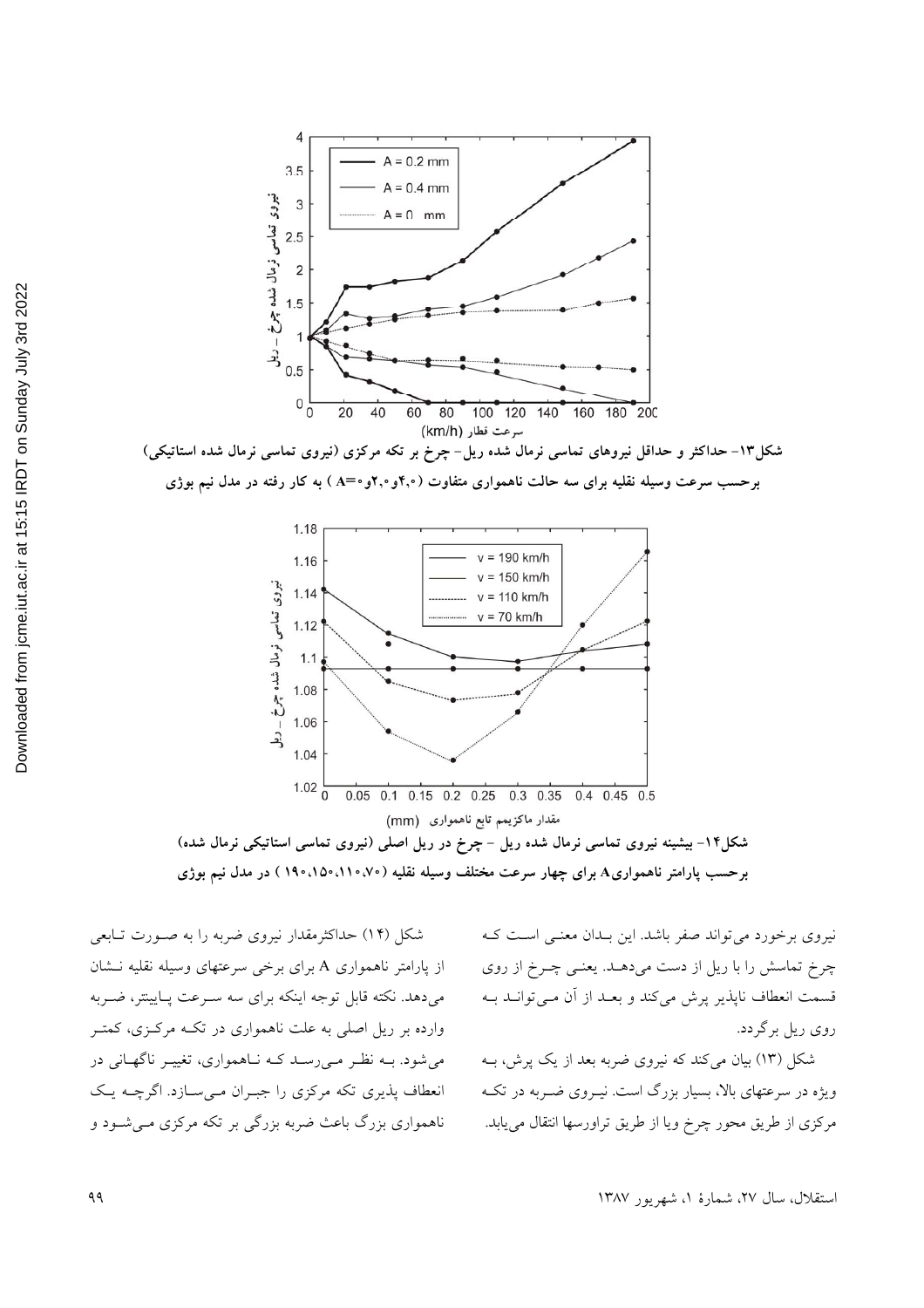شکل۱۳- حداکثر و حداقل نیروهای تماسی نرمال شده ریل- چرخ بر تکه مرکزی (نیروی تماسی نرمال شده استاتیکی) برحسب سرعت وسیله نقلیه برای سه حالت ناهمواری متفاوت (A=۰و۰٫۲و۰٫۴) به کار رفته در مدل نیم بوژی

شکل۱۴- بیشینه نیروی تماسی نرمال شده ریل - چرخ در ریل اصلی (نیروی تماسی استاتیکی نرمال شده) برحسب پارامتر ناهمواریA برای چهار سرعت مختلف وسیله نقلیه (۷۰،۱۱۰،۱۵۰،۱۹۰) در مدل نیم بوژی

نیروی برخورد می‌تواند صفر باشد. این بـدان معنـی اسـت کـه چرخ تماسش را با ریل از دست می‌دهـد. یعنـی چـرخ از روی قسمت انعطاف ناپذیر پرش می‌کند و بعـد از آن مـی‌توانـد بـه روی ریل برگردد.

شکل (۱۳) بیان می‌کند که نیروی ضربه بعد از یک پرش، بـه ویژه در سرعتهای بالا، بسیار بزرگ است. نیـروی ضـربه در تکـه مرکزی از طریق محور چرخ ویا از طریق تراورسها انتقال می‌یابد.

شکل (۱۴) حداکثرمقدار نیروی ضربه را به صـورت تـابعی از پارامتر ناهمواری A برای برخی سرعتهای وسیله نقلیه نـشان می‌دهد. نکته قابل توجه اینکه برای سه سـرعت پـایینتر، ضـربه وارده بر ریل اصلی به علت ناهمواری در تکـه مرکـزی، کمتـر می‌شود. بـه نظـر مـی‌رسـد کـه نـاهمواری، تغییـر ناگهـانی در انعطاف پذیری تکه مرکزی را جبـران مـی‌سـازد. اگرچـه یـک ناهمواری بزرگ باعث ضربه بزرگی بر تکه مرکزی مـی‌شـود و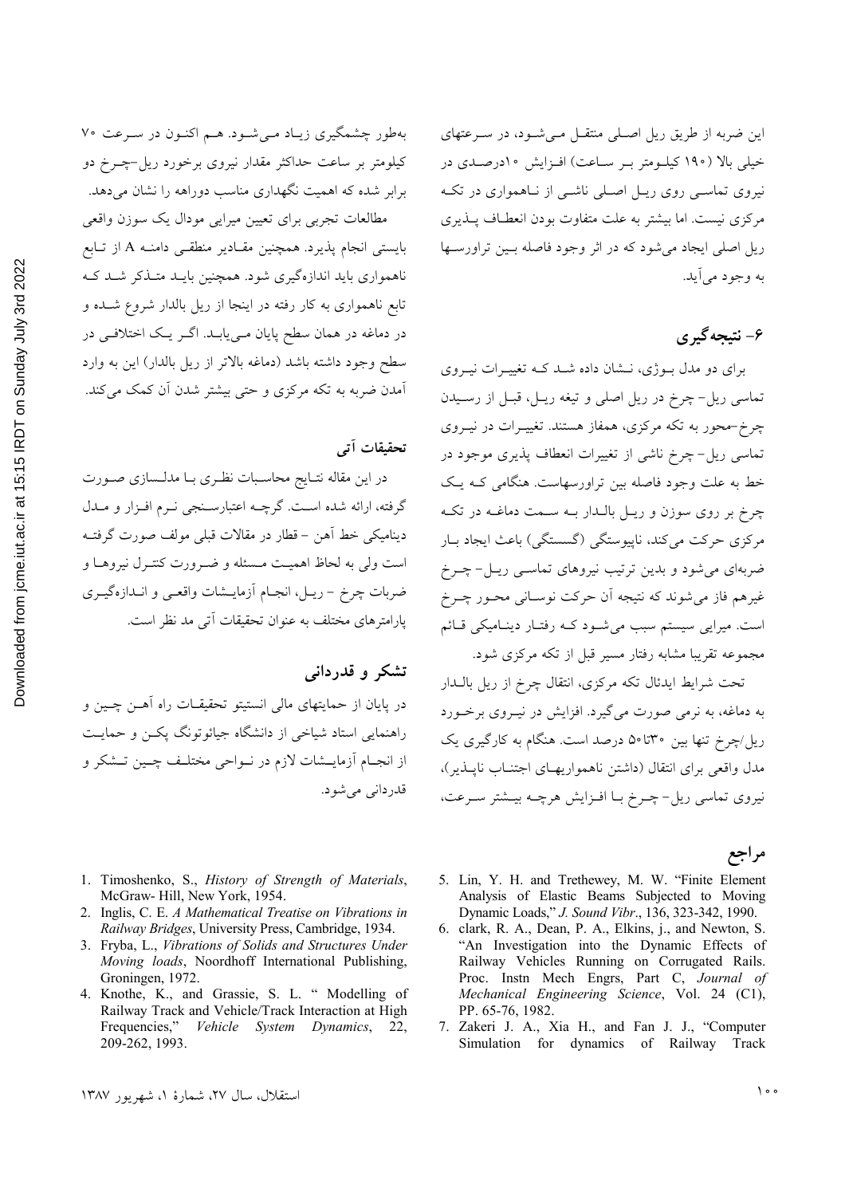این ضربه از طریق ریل اصلی منتقل می‌شود، در سرعتهای خیلی بالا (۱۹۰ کیلومتر بر ساعت) افزایش ۱۰درصدی در نیروی تماسی روی ریل اصلی ناشی از ناهمواری در تکه مرکزی نیست. اما بیشتر به علت متفاوت بودن انعطاف پذیری ریل اصلی ایجاد می‌شود که در اثر وجود فاصله بین تراورسها به وجود می‌آید.

## ۶- نتیجه‌گیری

برای دو مدل بوژی، نشان داده شد که تغییرات نیروی تماسی ریل- چرخ در ریل اصلی و تیغه ریل، قبل از رسیدن چرخ-محور به تکه مرکزی، همفاز هستند. تغییرات در نیروی تماسی ریل- چرخ ناشی از تغییرات انعطاف پذیری موجود در خط به علت وجود فاصله بین تراورسهاست. هنگامی که یک چرخ بر روی سوزن و ریل بالدار به سمت دماغه در تکه مرکزی حرکت می‌کند، ناپیوستگی (گسستگی) باعث ایجاد بار ضربه‌ای می‌شود و بدین ترتیب نیروهای تماسی ریل- چرخ غیرهم فاز می‌شوند که نتیجه آن حرکت نوسانی محور چرخ است. میرایی سیستم سبب می‌شود که رفتار دینامیکی قائم مجموعه تقریبا مشابه رفتار مسیر قبل از تکه مرکزی شود.

تحت شرایط ایدئال تکه مرکزی، انتقال چرخ از ریل بالدار به دماغه، به نرمی صورت می‌گیرد. افزایش در نیروی برخورد ریل/چرخ تنها بین ۳۰تا۵۰ درصد است. هنگام به کارگیری یک مدل واقعی برای انتقال (داشتن ناهمواریهای اجتناب ناپذیر)، نیروی تماسی ریل- چرخ با افزایش هرچه بیشتر سرعت، به‌طور چشمگیری زیاد می‌شود. هم اکنون در سرعت ۷۰ کیلومتر بر ساعت حداکثر مقدار نیروی برخورد ریل-چرخ دو برابر شده که اهمیت نگهداری مناسب دوراهه را نشان می‌دهد.

مطالعات تجربی برای تعیین میرایی مودال یک سوزن واقعی بایستی انجام پذیرد. همچنین مقادیر منطقی دامنه A از تابع ناهمواری باید اندازه‌گیری شود. همچنین باید متذکر شد که تابع ناهمواری به کار رفته در اینجا از ریل بالدار شروع شده و در دماغه در همان سطح پایان می‌یابد. اگر یک اختلافی در سطح وجود داشته باشد (دماغه بالاتر از ریل بالدار) این به وارد آمدن ضربه به تکه مرکزی و حتی بیشتر شدن آن کمک می‌کند.

### تحقیقات آتی

در این مقاله نتایج محاسبات نظری با مدلسازی صورت گرفته، ارائه شده است. گرچه اعتبارسنجی نرم افزار و مدل دینامیکی خط آهن - قطار در مقالات قبلی مولف صورت گرفته است ولی به لحاظ اهمیت مسئله و ضرورت کنترل نیروها و ضربات چرخ - ریل، انجام آزمایشات واقعی و اندازه‌گیری پارامترهای مختلف به عنوان تحقیقات آتی مد نظر است.

## تشکر و قدردانی

در پایان از حمایتهای مالی انستیتو تحقیقات راه آهن چین و راهنمایی استاد شیاخی از دانشگاه جیائوتونگ پکن و حمایت از انجام آزمایشات لازم در نواحی مختلف چین تشکر و قدردانی می‌شود.

## مراجع

1. Timoshenko, S., *History of Strength of Materials*, McGraw- Hill, New York, 1954.
2. Inglis, C. E. *A Mathematical Treatise on Vibrations in Railway Bridges*, University Press, Cambridge, 1934.
3. Fryba, L., *Vibrations of Solids and Structures Under Moving loads*, Noordhoff International Publishing, Groningen, 1972.
4. Knothe, K., and Grassie, S. L. " Modelling of Railway Track and Vehicle/Track Interaction at High Frequencies," *Vehicle System Dynamics*, 22, 209-262, 1993.
5. Lin, Y. H. and Trethewey, M. W. "Finite Element Analysis of Elastic Beams Subjected to Moving Dynamic Loads," *J. Sound Vibr*., 136, 323-342, 1990.
6. clark, R. A., Dean, P. A., Elkins, j., and Newton, S. "An Investigation into the Dynamic Effects of Railway Vehicles Running on Corrugated Rails. Proc. Instn Mech Engrs, Part C, *Journal of Mechanical Engineering Science*, Vol. 24 (C1), PP. 65-76, 1982.
7. Zakeri J. A., Xia H., and Fan J. J., "Computer Simulation for dynamics of Railway Track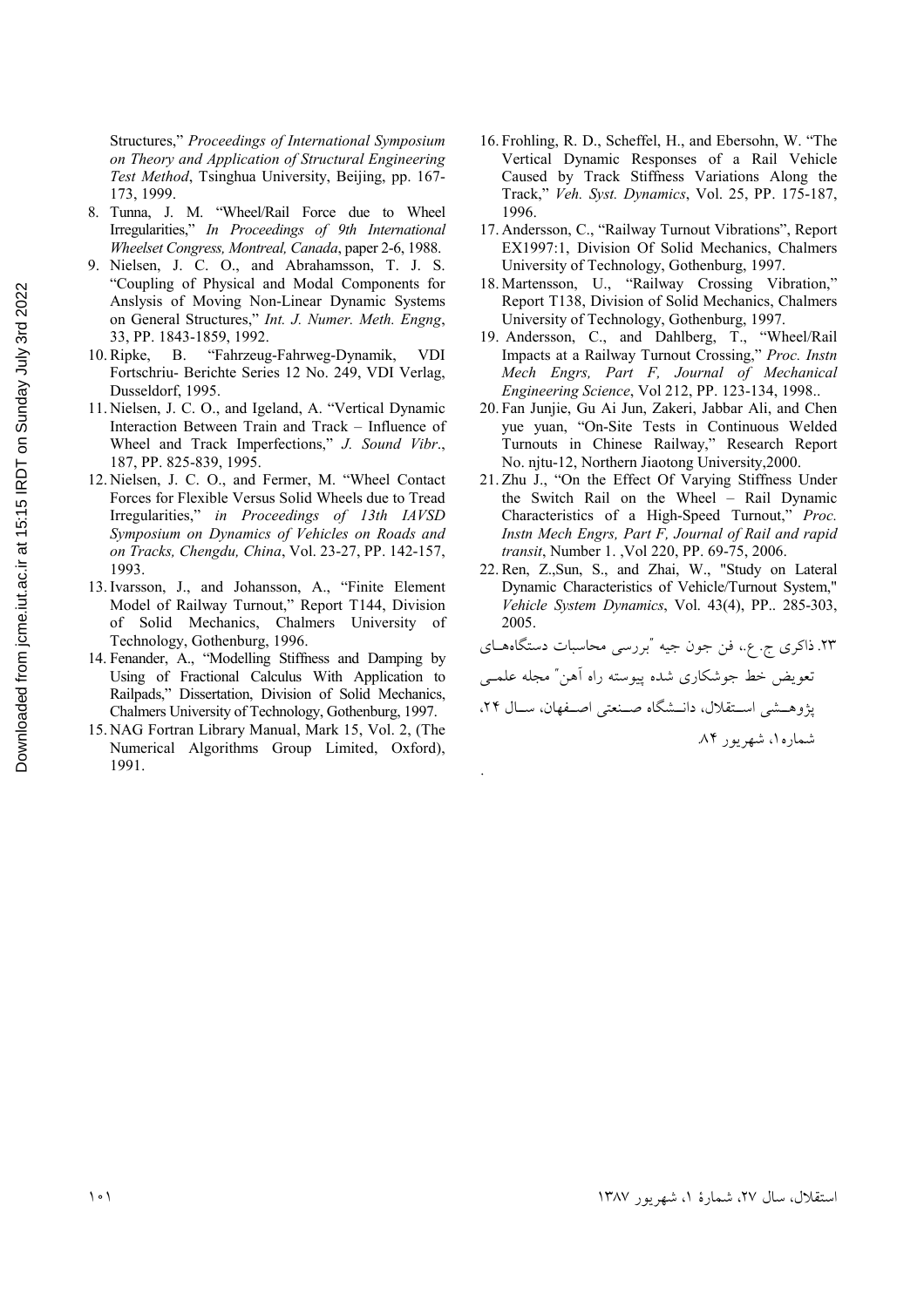Structures," *Proceedings of International Symposium on Theory and Application of Structural Engineering Test Method*, Tsinghua University, Beijing, pp. 167-173, 1999.

8. Tunna, J. M. "Wheel/Rail Force due to Wheel Irregularities," *In Proceedings of 9th International Wheelset Congress, Montreal, Canada*, paper 2-6, 1988.
9. Nielsen, J. C. O., and Abrahamsson, T. J. S. "Coupling of Physical and Modal Components for Anslysis of Moving Non-Linear Dynamic Systems on General Structures," *Int. J. Numer. Meth. Engng*, 33, PP. 1843-1859, 1992.
10. Ripke, B. "Fahrzeug-Fahrweg-Dynamik, VDI Fortschriu- Berichte Series 12 No. 249, VDI Verlag, Dusseldorf, 1995.
11. Nielsen, J. C. O., and Igeland, A. "Vertical Dynamic Interaction Between Train and Track – Influence of Wheel and Track Imperfections," *J. Sound Vibr*., 187, PP. 825-839, 1995.
12. Nielsen, J. C. O., and Fermer, M. "Wheel Contact Forces for Flexible Versus Solid Wheels due to Tread Irregularities," *in Proceedings of 13th IAVSD Symposium on Dynamics of Vehicles on Roads and on Tracks, Chengdu, China*, Vol. 23-27, PP. 142-157, 1993.
13. Ivarsson, J., and Johansson, A., "Finite Element Model of Railway Turnout," Report T144, Division of Solid Mechanics, Chalmers University of Technology, Gothenburg, 1996.
14. Fenander, A., "Modelling Stiffness and Damping by Using of Fractional Calculus With Application to Railpads," Dissertation, Division of Solid Mechanics, Chalmers University of Technology, Gothenburg, 1997.
15. NAG Fortran Library Manual, Mark 15, Vol. 2, (The Numerical Algorithms Group Limited, Oxford), 1991.
16. Frohling, R. D., Scheffel, H., and Ebersohn, W. "The Vertical Dynamic Responses of a Rail Vehicle Caused by Track Stiffness Variations Along the Track," *Veh. Syst. Dynamics*, Vol. 25, PP. 175-187, 1996.
17. Andersson, C., "Railway Turnout Vibrations", Report EX1997:1, Division Of Solid Mechanics, Chalmers University of Technology, Gothenburg, 1997.
18. Martensson, U., "Railway Crossing Vibration," Report T138, Division of Solid Mechanics, Chalmers University of Technology, Gothenburg, 1997.
19. Andersson, C., and Dahlberg, T., "Wheel/Rail Impacts at a Railway Turnout Crossing," *Proc. Instn Mech Engrs, Part F, Journal of Mechanical Engineering Science*, Vol 212, PP. 123-134, 1998..
20. Fan Junjie, Gu Ai Jun, Zakeri, Jabbar Ali, and Chen yue yuan, "On-Site Tests in Continuous Welded Turnouts in Chinese Railway," Research Report No. njtu-12, Northern Jiaotong University,2000.
21. Zhu J., "On the Effect Of Varying Stiffness Under the Switch Rail on the Wheel – Rail Dynamic Characteristics of a High-Speed Turnout," *Proc. Instn Mech Engrs, Part F, Journal of Rail and rapid transit*, Number 1. ,Vol 220, PP. 69-75, 2006.
22. Ren, Z.,Sun, S., and Zhai, W., "Study on Lateral Dynamic Characteristics of Vehicle/Turnout System," *Vehicle System Dynamics*, Vol. 43(4), PP.. 285-303, 2005.

۲۳. ذاکری ج.ع.، فن جون جیه "بررسی محاسبات دستگاه‌های تعویض خط جوشکاری شده پیوسته راه آهن" مجله علمی پژوهشی استقلال، دانشگاه صنعتی اصفهان، سال ۲۴، شماره۱، شهریور ۸۴.